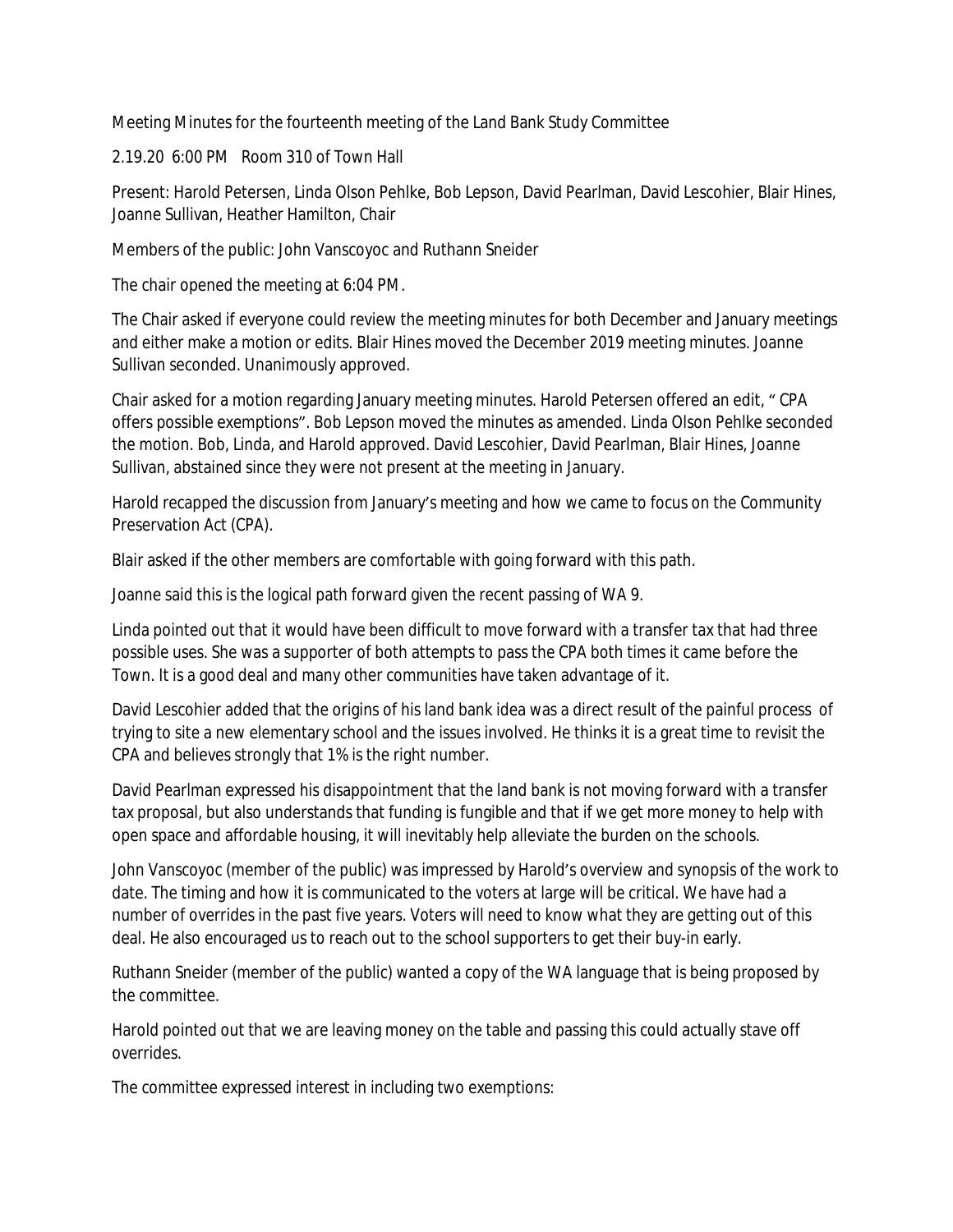Meeting Minutes for the fourteenth meeting of the Land Bank Study Committee

2.19.20 6:00 PM Room 310 of Town Hall

Present: Harold Petersen, Linda Olson Pehlke, Bob Lepson, David Pearlman, David Lescohier, Blair Hines, Joanne Sullivan, Heather Hamilton, Chair

Members of the public: John Vanscoyoc and Ruthann Sneider

The chair opened the meeting at 6:04 PM.

The Chair asked if everyone could review the meeting minutes for both December and January meetings and either make a motion or edits. Blair Hines moved the December 2019 meeting minutes. Joanne Sullivan seconded. Unanimously approved.

Chair asked for a motion regarding January meeting minutes. Harold Petersen offered an edit, " CPA offers possible exemptions". Bob Lepson moved the minutes as amended. Linda Olson Pehlke seconded the motion. Bob, Linda, and Harold approved. David Lescohier, David Pearlman, Blair Hines, Joanne Sullivan, abstained since they were not present at the meeting in January.

Harold recapped the discussion from January's meeting and how we came to focus on the Community Preservation Act (CPA).

Blair asked if the other members are comfortable with going forward with this path.

Joanne said this is the logical path forward given the recent passing of WA 9.

Linda pointed out that it would have been difficult to move forward with a transfer tax that had three possible uses. She was a supporter of both attempts to pass the CPA both times it came before the Town. It is a good deal and many other communities have taken advantage of it.

David Lescohier added that the origins of his land bank idea was a direct result of the painful process of trying to site a new elementary school and the issues involved. He thinks it is a great time to revisit the CPA and believes strongly that 1% is the right number.

David Pearlman expressed his disappointment that the land bank is not moving forward with a transfer tax proposal, but also understands that funding is fungible and that if we get more money to help with open space and affordable housing, it will inevitably help alleviate the burden on the schools.

John Vanscoyoc (member of the public) was impressed by Harold's overview and synopsis of the work to date. The timing and how it is communicated to the voters at large will be critical. We have had a number of overrides in the past five years. Voters will need to know what they are getting out of this deal. He also encouraged us to reach out to the school supporters to get their buy-in early.

Ruthann Sneider (member of the public) wanted a copy of the WA language that is being proposed by the committee.

Harold pointed out that we are leaving money on the table and passing this could actually stave off overrides.

The committee expressed interest in including two exemptions: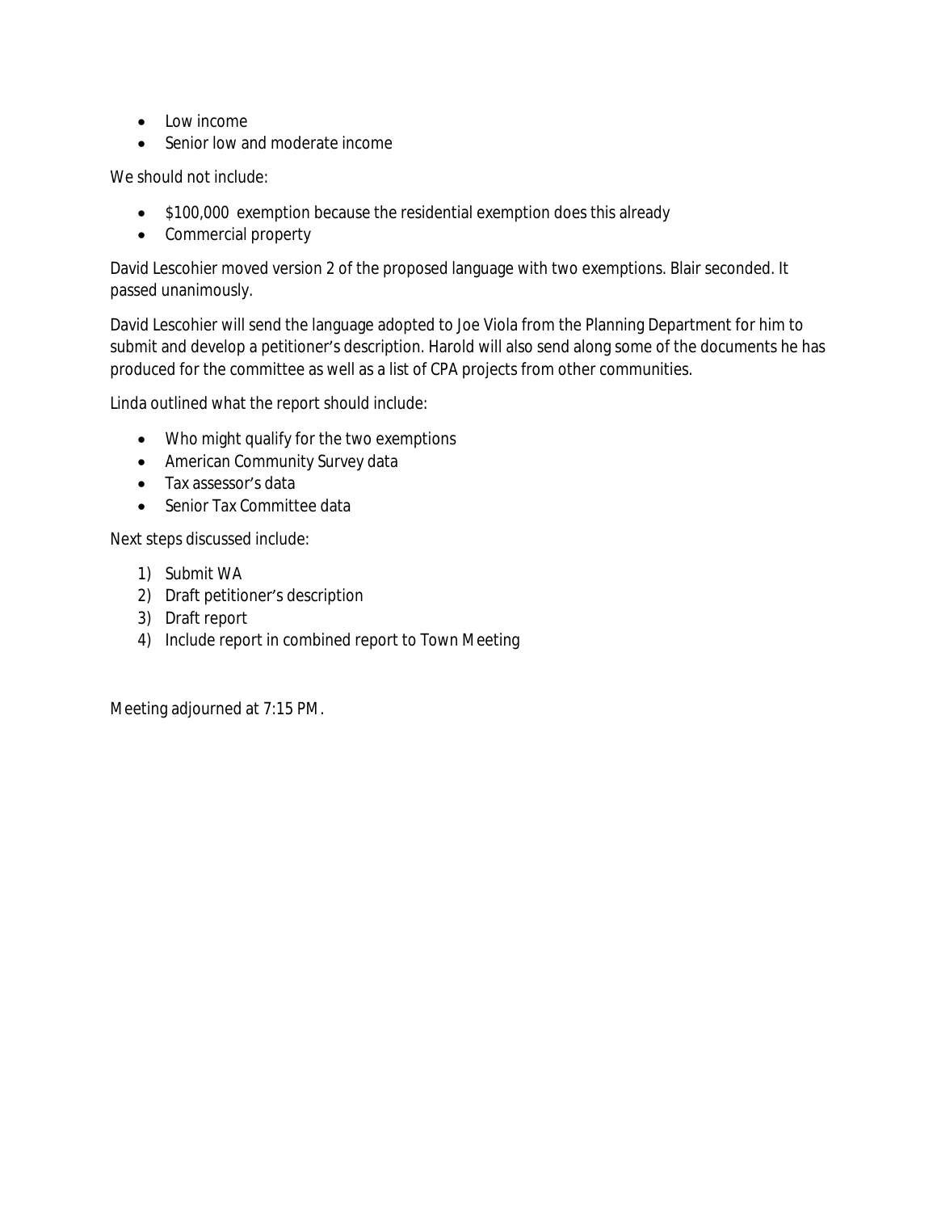- Low income
- Senior low and moderate income

We should not include:

- $100,000 exemption because the residential exemption does this already
- Commercial property

David Lescohier moved version 2 of the proposed language with two exemptions. Blair seconded. It passed unanimously.

David Lescohier will send the language adopted to Joe Viola from the Planning Department for him to submit and develop a petitioner's description. Harold will also send along some of the documents he has produced for the committee as well as a list of CPA projects from other communities.

Linda outlined what the report should include:

- Who might qualify for the two exemptions
- American Community Survey data
- Tax assessor's data
- Senior Tax Committee data

Next steps discussed include:

1) Submit WA
2) Draft petitioner's description
3) Draft report
4) Include report in combined report to Town Meeting

Meeting adjourned at 7:15 PM.